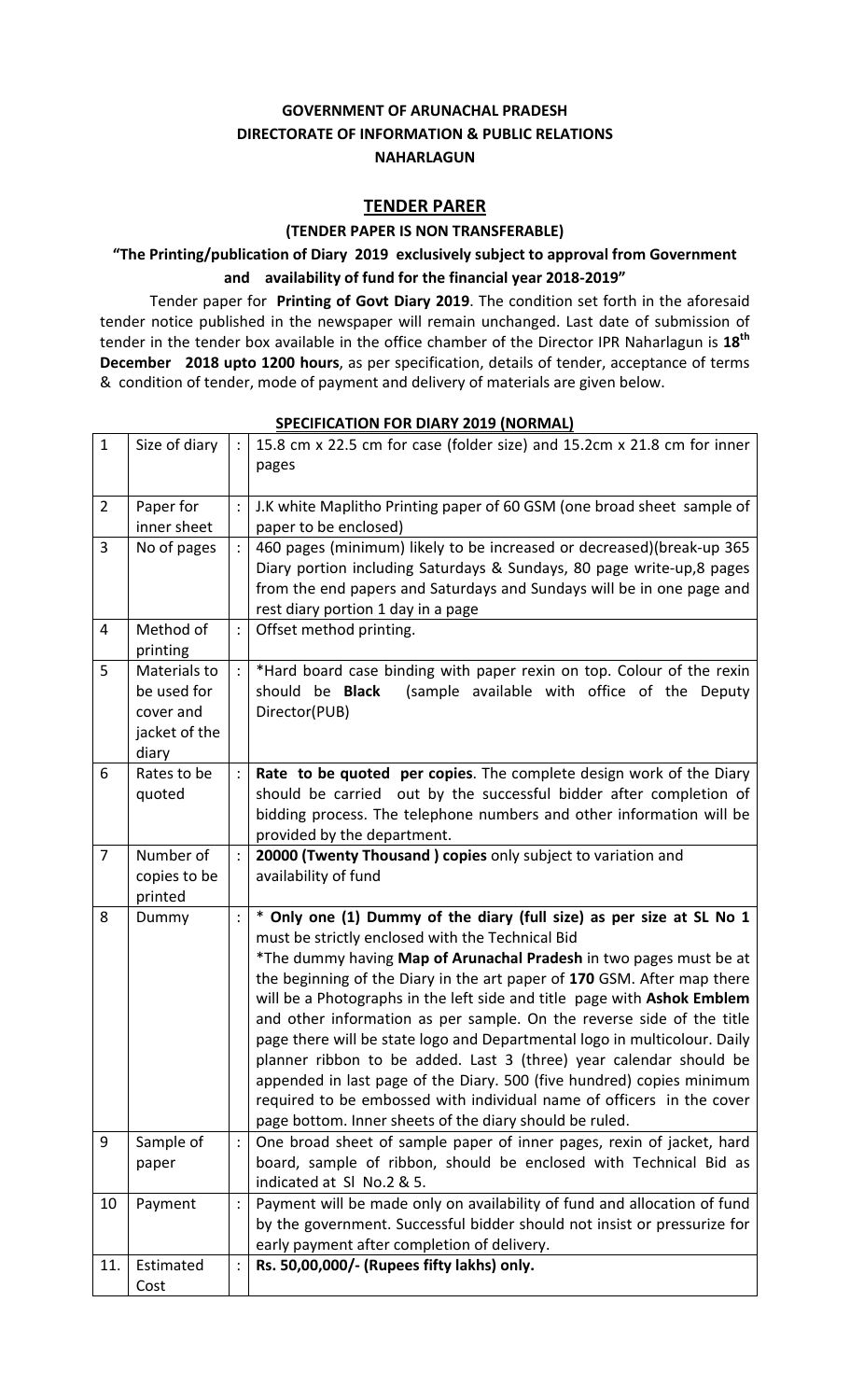**GOVERNMENT OF ARUNACHAL PRADESH**
**DIRECTORATE OF INFORMATION & PUBLIC RELATIONS**
**NAHARLAGUN**

## TENDER PARER

**(TENDER PAPER IS NON TRANSFERABLE)**

**"The Printing/publication of Diary 2019 exclusively subject to approval from Government and availability of fund for the financial year 2018-2019"**

Tender paper for **Printing of Govt Diary 2019**. The condition set forth in the aforesaid tender notice published in the newspaper will remain unchanged. Last date of submission of tender in the tender box available in the office chamber of the Director IPR Naharlagun is **18th December 2018 upto 1200 hours**, as per specification, details of tender, acceptance of terms & condition of tender, mode of payment and delivery of materials are given below.

**SPECIFICATION FOR DIARY 2019 (NORMAL)**

| 1 | Size of diary | : | 15.8 cm x 22.5 cm for case (folder size) and 15.2cm x 21.8 cm for inner pages |
|---|---|---|---|
| 2 | Paper for inner sheet | : | J.K white Maplitho Printing paper of 60 GSM (one broad sheet sample of paper to be enclosed) |
| 3 | No of pages | : | 460 pages (minimum) likely to be increased or decreased)(break-up 365 Diary portion including Saturdays & Sundays, 80 page write-up,8 pages from the end papers and Saturdays and Sundays will be in one page and rest diary portion 1 day in a page |
| 4 | Method of printing | : | Offset method printing. |
| 5 | Materials to be used for cover and jacket of the diary | : | *Hard board case binding with paper rexin on top. Colour of the rexin should be **Black** (sample available with office of the Deputy Director(PUB) |
| 6 | Rates to be quoted | : | **Rate to be quoted per copies**. The complete design work of the Diary should be carried out by the successful bidder after completion of bidding process. The telephone numbers and other information will be provided by the department. |
| 7 | Number of copies to be printed | : | **20000 (Twenty Thousand ) copies** only subject to variation and availability of fund |
| 8 | Dummy | : | * **Only one (1) Dummy of the diary (full size) as per size at SL No 1** must be strictly enclosed with the Technical Bid<br>*The dummy having **Map of Arunachal Pradesh** in two pages must be at the beginning of the Diary in the art paper of **170** GSM. After map there will be a Photographs in the left side and title page with **Ashok Emblem** and other information as per sample. On the reverse side of the title page there will be state logo and Departmental logo in multicolour. Daily planner ribbon to be added. Last 3 (three) year calendar should be appended in last page of the Diary. 500 (five hundred) copies minimum required to be embossed with individual name of officers in the cover page bottom. Inner sheets of the diary should be ruled. |
| 9 | Sample of paper | : | One broad sheet of sample paper of inner pages, rexin of jacket, hard board, sample of ribbon, should be enclosed with Technical Bid as indicated at Sl No.2 & 5. |
| 10 | Payment | : | Payment will be made only on availability of fund and allocation of fund by the government. Successful bidder should not insist or pressurize for early payment after completion of delivery. |
| 11. | Estimated Cost | : | **Rs. 50,00,000/- (Rupees fifty lakhs) only.** |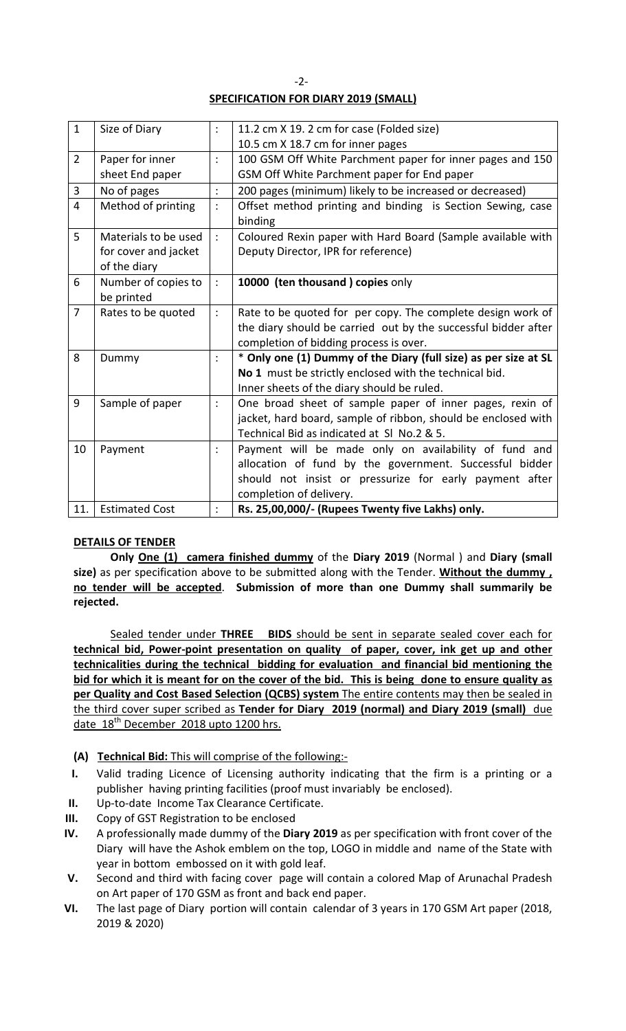## SPECIFICATION FOR DIARY 2019 (SMALL)

| 1 | Size of Diary | : | 11.2 cm X 19. 2 cm for case (Folded size)<br>10.5 cm X 18.7 cm for inner pages |
|---|---|---|---|
| 2 | Paper for inner sheet End paper | : | 100 GSM Off White Parchment paper for inner pages and 150 GSM Off White Parchment paper for End paper |
| 3 | No of pages | : | 200 pages (minimum) likely to be increased or decreased) |
| 4 | Method of printing | : | Offset method printing and binding is Section Sewing, case binding |
| 5 | Materials to be used for cover and jacket of the diary | : | Coloured Rexin paper with Hard Board (Sample available with Deputy Director, IPR for reference) |
| 6 | Number of copies to be printed | : | **10000 (ten thousand ) copies** only |
| 7 | Rates to be quoted | : | Rate to be quoted for per copy. The complete design work of the diary should be carried out by the successful bidder after completion of bidding process is over. |
| 8 | Dummy | : | * **Only one (1) Dummy of the Diary (full size) as per size at SL No 1** must be strictly enclosed with the technical bid.<br>Inner sheets of the diary should be ruled. |
| 9 | Sample of paper | : | One broad sheet of sample paper of inner pages, rexin of jacket, hard board, sample of ribbon, should be enclosed with Technical Bid as indicated at Sl No.2 & 5. |
| 10 | Payment | : | Payment will be made only on availability of fund and allocation of fund by the government. Successful bidder should not insist or pressurize for early payment after completion of delivery. |
| 11. | Estimated Cost | : | **Rs. 25,00,000/- (Rupees Twenty five Lakhs) only.** |

**DETAILS OF TENDER**

**Only One (1) camera finished dummy** of the **Diary 2019** (Normal ) and **Diary (small size)** as per specification above to be submitted along with the Tender. **Without the dummy , no tender will be accepted**. **Submission of more than one Dummy shall summarily be rejected.**

Sealed tender under **THREE BIDS** should be sent in separate sealed cover each for **technical bid, Power-point presentation on quality of paper, cover, ink get up and other technicalities during the technical bidding for evaluation and financial bid mentioning the bid for which it is meant for on the cover of the bid. This is being done to ensure quality as per Quality and Cost Based Selection (QCBS) system** The entire contents may then be sealed in the third cover super scribed as **Tender for Diary 2019 (normal) and Diary 2019 (small)** due date 18th December 2018 upto 1200 hrs.

**(A) Technical Bid:** This will comprise of the following:-

I. Valid trading Licence of Licensing authority indicating that the firm is a printing or a publisher having printing facilities (proof must invariably be enclosed).

II. Up-to-date Income Tax Clearance Certificate.

III. Copy of GST Registration to be enclosed

IV. A professionally made dummy of the **Diary 2019** as per specification with front cover of the Diary will have the Ashok emblem on the top, LOGO in middle and name of the State with year in bottom embossed on it with gold leaf.

V. Second and third with facing cover page will contain a colored Map of Arunachal Pradesh on Art paper of 170 GSM as front and back end paper.

VI. The last page of Diary portion will contain calendar of 3 years in 170 GSM Art paper (2018, 2019 & 2020)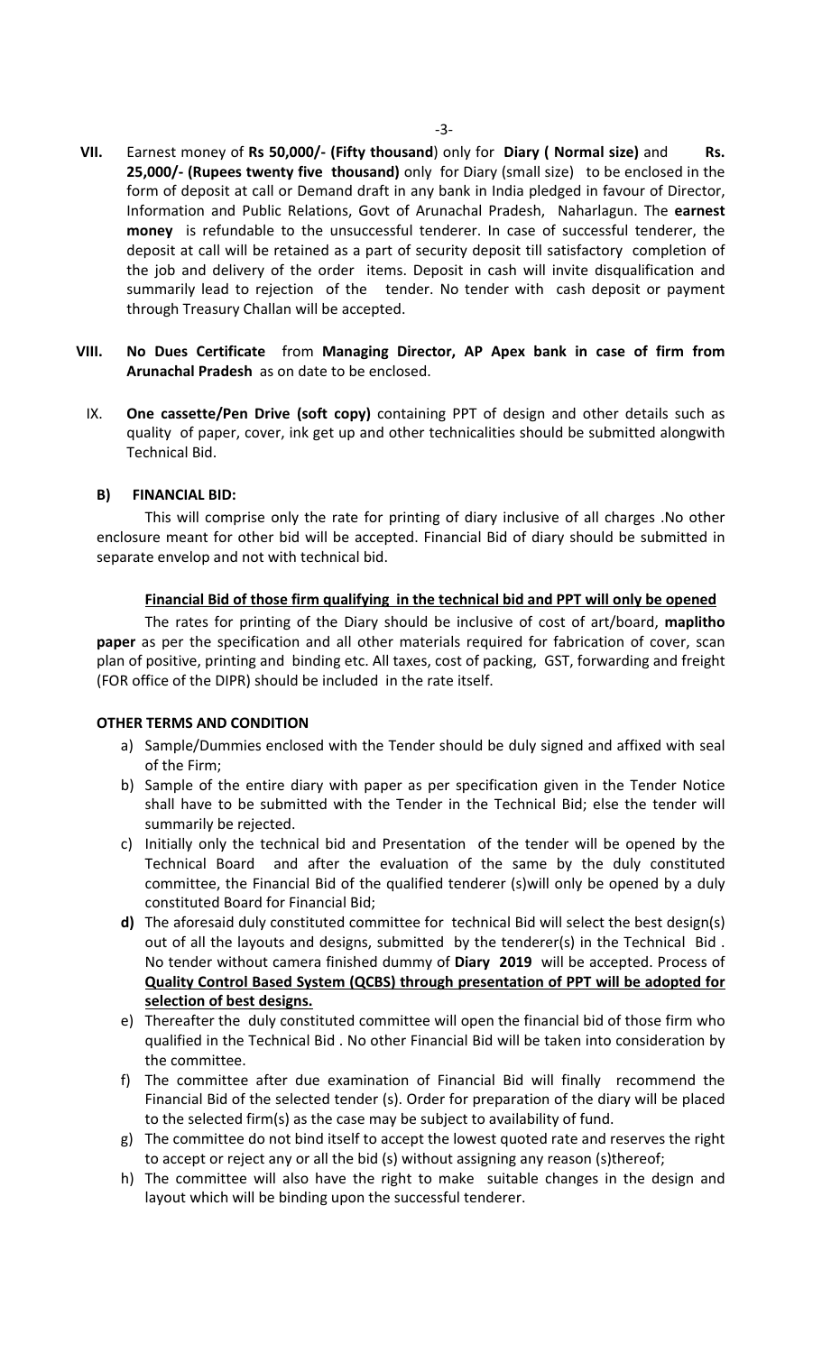VII. Earnest money of **Rs 50,000/- (Fifty thousand**) only for **Diary ( Normal size)** and **Rs. 25,000/- (Rupees twenty five thousand)** only for Diary (small size) to be enclosed in the form of deposit at call or Demand draft in any bank in India pledged in favour of Director, Information and Public Relations, Govt of Arunachal Pradesh, Naharlagun. The **earnest money** is refundable to the unsuccessful tenderer. In case of successful tenderer, the deposit at call will be retained as a part of security deposit till satisfactory completion of the job and delivery of the order items. Deposit in cash will invite disqualification and summarily lead to rejection of the tender. No tender with cash deposit or payment through Treasury Challan will be accepted.

VIII. **No Dues Certificate** from **Managing Director, AP Apex bank in case of firm from Arunachal Pradesh** as on date to be enclosed.

IX. **One cassette/Pen Drive (soft copy)** containing PPT of design and other details such as quality of paper, cover, ink get up and other technicalities should be submitted alongwith Technical Bid.

**B) FINANCIAL BID:**

This will comprise only the rate for printing of diary inclusive of all charges .No other enclosure meant for other bid will be accepted. Financial Bid of diary should be submitted in separate envelop and not with technical bid.

**<u>Financial Bid of those firm qualifying in the technical bid and PPT will only be opened</u>**

The rates for printing of the Diary should be inclusive of cost of art/board, **maplitho paper** as per the specification and all other materials required for fabrication of cover, scan plan of positive, printing and binding etc. All taxes, cost of packing, GST, forwarding and freight (FOR office of the DIPR) should be included in the rate itself.

**OTHER TERMS AND CONDITION**

a) Sample/Dummies enclosed with the Tender should be duly signed and affixed with seal of the Firm;
b) Sample of the entire diary with paper as per specification given in the Tender Notice shall have to be submitted with the Tender in the Technical Bid; else the tender will summarily be rejected.
c) Initially only the technical bid and Presentation of the tender will be opened by the Technical Board and after the evaluation of the same by the duly constituted committee, the Financial Bid of the qualified tenderer (s)will only be opened by a duly constituted Board for Financial Bid;
**d)** The aforesaid duly constituted committee for technical Bid will select the best design(s) out of all the layouts and designs, submitted by the tenderer(s) in the Technical Bid . No tender without camera finished dummy of **Diary 2019** will be accepted. Process of **<u>Quality Control Based System (QCBS) through presentation of PPT will be adopted for selection of best designs.</u>**
e) Thereafter the duly constituted committee will open the financial bid of those firm who qualified in the Technical Bid . No other Financial Bid will be taken into consideration by the committee.
f) The committee after due examination of Financial Bid will finally recommend the Financial Bid of the selected tender (s). Order for preparation of the diary will be placed to the selected firm(s) as the case may be subject to availability of fund.
g) The committee do not bind itself to accept the lowest quoted rate and reserves the right to accept or reject any or all the bid (s) without assigning any reason (s)thereof;
h) The committee will also have the right to make suitable changes in the design and layout which will be binding upon the successful tenderer.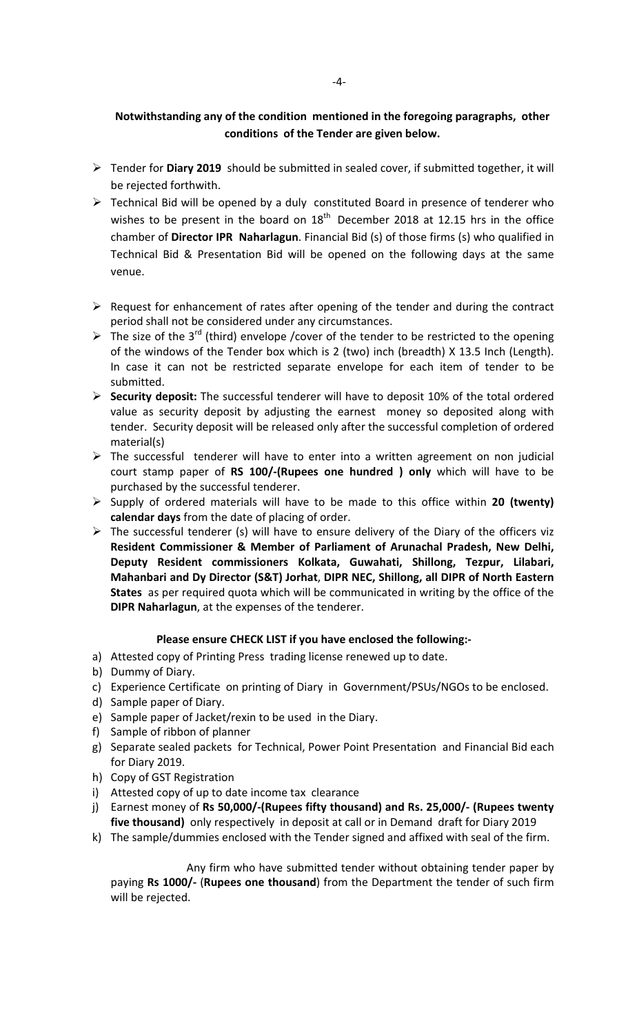**Notwithstanding any of the condition mentioned in the foregoing paragraphs, other conditions of the Tender are given below.**

- Tender for **Diary 2019** should be submitted in sealed cover, if submitted together, it will be rejected forthwith.
- Technical Bid will be opened by a duly constituted Board in presence of tenderer who wishes to be present in the board on 18th December 2018 at 12.15 hrs in the office chamber of **Director IPR Naharlagun**. Financial Bid (s) of those firms (s) who qualified in Technical Bid & Presentation Bid will be opened on the following days at the same venue.
- Request for enhancement of rates after opening of the tender and during the contract period shall not be considered under any circumstances.
- The size of the 3rd (third) envelope /cover of the tender to be restricted to the opening of the windows of the Tender box which is 2 (two) inch (breadth) X 13.5 Inch (Length). In case it can not be restricted separate envelope for each item of tender to be submitted.
- **Security deposit:** The successful tenderer will have to deposit 10% of the total ordered value as security deposit by adjusting the earnest money so deposited along with tender. Security deposit will be released only after the successful completion of ordered material(s)
- The successful tenderer will have to enter into a written agreement on non judicial court stamp paper of **RS 100/-(Rupees one hundred ) only** which will have to be purchased by the successful tenderer.
- Supply of ordered materials will have to be made to this office within **20 (twenty) calendar days** from the date of placing of order.
- The successful tenderer (s) will have to ensure delivery of the Diary of the officers viz **Resident Commissioner & Member of Parliament of Arunachal Pradesh, New Delhi, Deputy Resident commissioners Kolkata, Guwahati, Shillong, Tezpur, Lilabari, Mahanbari and Dy Director (S&T) Jorhat**, **DIPR NEC, Shillong, all DIPR of North Eastern States** as per required quota which will be communicated in writing by the office of the **DIPR Naharlagun**, at the expenses of the tenderer.

**Please ensure CHECK LIST if you have enclosed the following:-**

a) Attested copy of Printing Press trading license renewed up to date.
b) Dummy of Diary.
c) Experience Certificate on printing of Diary in Government/PSUs/NGOs to be enclosed.
d) Sample paper of Diary.
e) Sample paper of Jacket/rexin to be used in the Diary.
f) Sample of ribbon of planner
g) Separate sealed packets for Technical, Power Point Presentation and Financial Bid each for Diary 2019.
h) Copy of GST Registration
i) Attested copy of up to date income tax clearance
j) Earnest money of **Rs 50,000/-(Rupees fifty thousand) and Rs. 25,000/- (Rupees twenty five thousand)** only respectively in deposit at call or in Demand draft for Diary 2019
k) The sample/dummies enclosed with the Tender signed and affixed with seal of the firm.

Any firm who have submitted tender without obtaining tender paper by paying **Rs 1000/-** (**Rupees one thousand**) from the Department the tender of such firm will be rejected.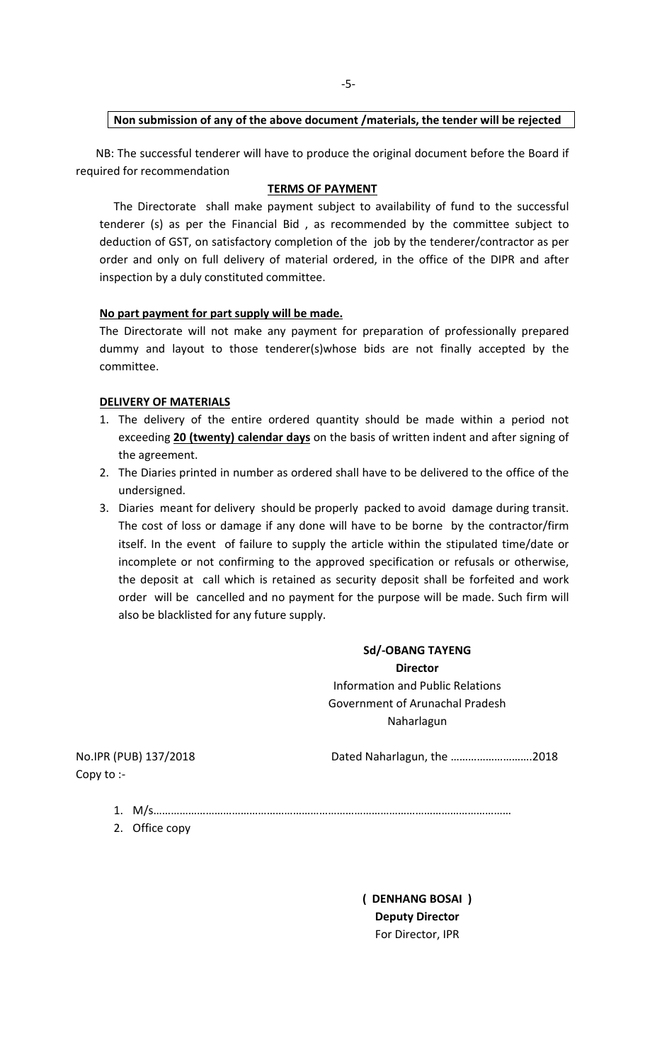**Non submission of any of the above document /materials, the tender will be rejected**

NB: The successful tenderer will have to produce the original document before the Board if required for recommendation

## TERMS OF PAYMENT

The Directorate shall make payment subject to availability of fund to the successful tenderer (s) as per the Financial Bid , as recommended by the committee subject to deduction of GST, on satisfactory completion of the job by the tenderer/contractor as per order and only on full delivery of material ordered, in the office of the DIPR and after inspection by a duly constituted committee.

**No part payment for part supply will be made.**

The Directorate will not make any payment for preparation of professionally prepared dummy and layout to those tenderer(s)whose bids are not finally accepted by the committee.

**DELIVERY OF MATERIALS**

1. The delivery of the entire ordered quantity should be made within a period not exceeding **20 (twenty) calendar days** on the basis of written indent and after signing of the agreement.
2. The Diaries printed in number as ordered shall have to be delivered to the office of the undersigned.
3. Diaries meant for delivery should be properly packed to avoid damage during transit. The cost of loss or damage if any done will have to be borne by the contractor/firm itself. In the event of failure to supply the article within the stipulated time/date or incomplete or not confirming to the approved specification or refusals or otherwise, the deposit at call which is retained as security deposit shall be forfeited and work order will be cancelled and no payment for the purpose will be made. Such firm will also be blacklisted for any future supply.

**Sd/-OBANG TAYENG**
**Director**
Information and Public Relations
Government of Arunachal Pradesh
Naharlagun

No.IPR (PUB) 137/2018 Dated Naharlagun, the ……………………….2018

Copy to :-

1. M/s…………………………………………………………………………………………………………
2. Office copy

**( DENHANG BOSAI )**
**Deputy Director**
For Director, IPR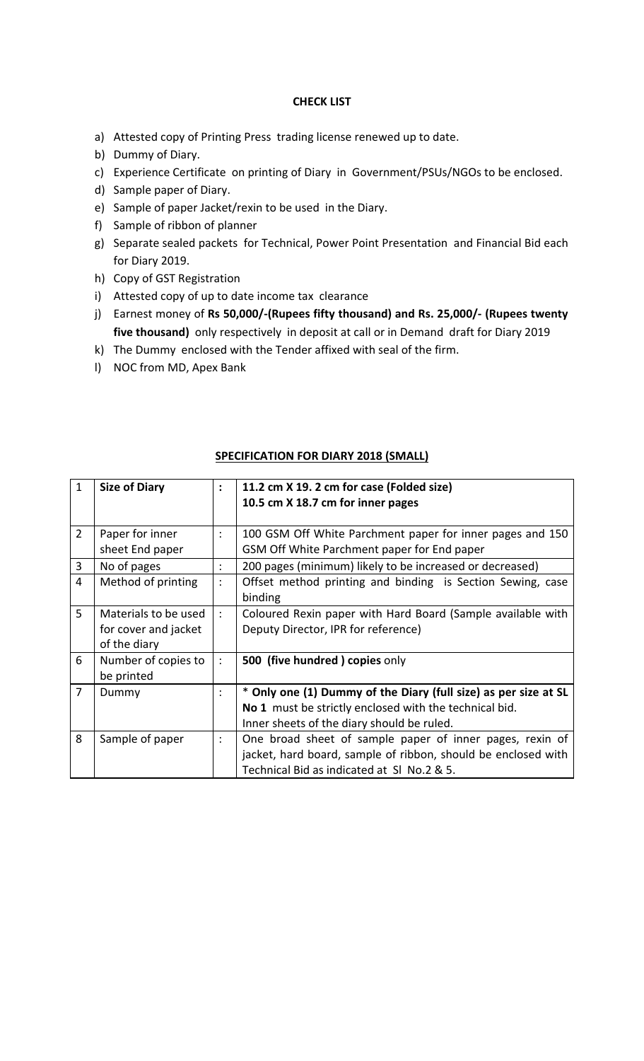**CHECK LIST**

a) Attested copy of Printing Press trading license renewed up to date.
b) Dummy of Diary.
c) Experience Certificate on printing of Diary in Government/PSUs/NGOs to be enclosed.
d) Sample paper of Diary.
e) Sample of paper Jacket/rexin to be used in the Diary.
f) Sample of ribbon of planner
g) Separate sealed packets for Technical, Power Point Presentation and Financial Bid each for Diary 2019.
h) Copy of GST Registration
i) Attested copy of up to date income tax clearance
j) Earnest money of **Rs 50,000/-(Rupees fifty thousand) and Rs. 25,000/- (Rupees twenty five thousand)** only respectively in deposit at call or in Demand draft for Diary 2019
k) The Dummy enclosed with the Tender affixed with seal of the firm.
l) NOC from MD, Apex Bank

**SPECIFICATION FOR DIARY 2018 (SMALL)**

| | | | |
|---|---|---|---|
| 1 | **Size of Diary** | **:** | **11.2 cm X 19. 2 cm for case (Folded size)**<br>**10.5 cm X 18.7 cm for inner pages** |
| 2 | Paper for inner sheet End paper | : | 100 GSM Off White Parchment paper for inner pages and 150 GSM Off White Parchment paper for End paper |
| 3 | No of pages | : | 200 pages (minimum) likely to be increased or decreased) |
| 4 | Method of printing | : | Offset method printing and binding is Section Sewing, case binding |
| 5 | Materials to be used for cover and jacket of the diary | : | Coloured Rexin paper with Hard Board (Sample available with Deputy Director, IPR for reference) |
| 6 | Number of copies to be printed | : | **500 (five hundred ) copies** only |
| 7 | Dummy | : | * **Only one (1) Dummy of the Diary (full size) as per size at SL No 1** must be strictly enclosed with the technical bid.<br>Inner sheets of the diary should be ruled. |
| 8 | Sample of paper | : | One broad sheet of sample paper of inner pages, rexin of jacket, hard board, sample of ribbon, should be enclosed with Technical Bid as indicated at Sl No.2 & 5. |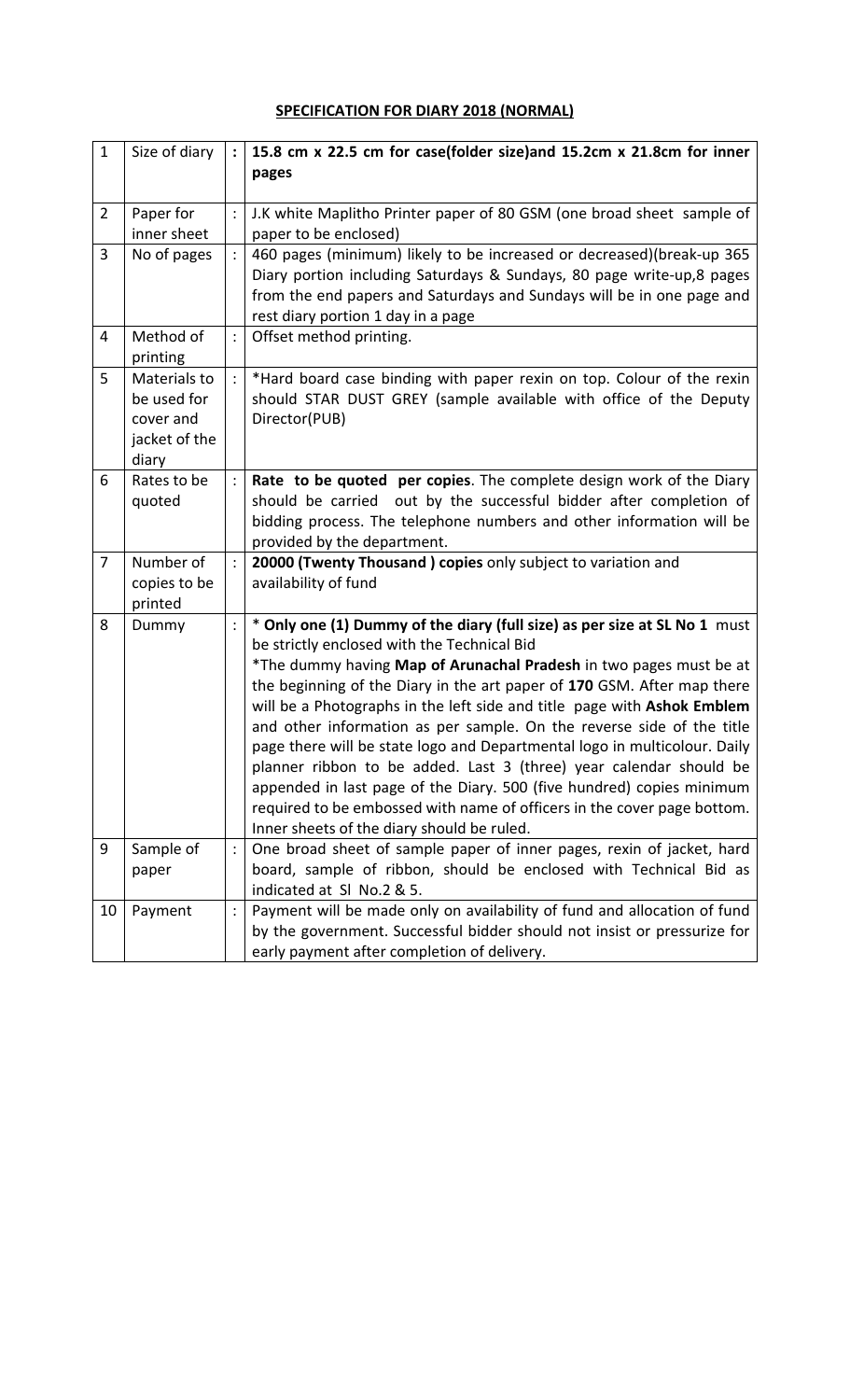## SPECIFICATION FOR DIARY 2018 (NORMAL)

| | | | |
|---|---|---|---|
| 1 | Size of diary | : | **15.8 cm x 22.5 cm for case(folder size)and 15.2cm x 21.8cm for inner pages** |
| 2 | Paper for inner sheet | : | J.K white Maplitho Printer paper of 80 GSM (one broad sheet sample of paper to be enclosed) |
| 3 | No of pages | : | 460 pages (minimum) likely to be increased or decreased)(break-up 365 Diary portion including Saturdays & Sundays, 80 page write-up,8 pages from the end papers and Saturdays and Sundays will be in one page and rest diary portion 1 day in a page |
| 4 | Method of printing | : | Offset method printing. |
| 5 | Materials to be used for cover and jacket of the diary | : | *Hard board case binding with paper rexin on top. Colour of the rexin should STAR DUST GREY (sample available with office of the Deputy Director(PUB) |
| 6 | Rates to be quoted | : | **Rate to be quoted per copies**. The complete design work of the Diary should be carried out by the successful bidder after completion of bidding process. The telephone numbers and other information will be provided by the department. |
| 7 | Number of copies to be printed | : | **20000 (Twenty Thousand ) copies** only subject to variation and availability of fund |
| 8 | Dummy | : | * **Only one (1) Dummy of the diary (full size) as per size at SL No 1** must be strictly enclosed with the Technical Bid<br>*The dummy having **Map of Arunachal Pradesh** in two pages must be at the beginning of the Diary in the art paper of **170** GSM. After map there will be a Photographs in the left side and title page with **Ashok Emblem** and other information as per sample. On the reverse side of the title page there will be state logo and Departmental logo in multicolour. Daily planner ribbon to be added. Last 3 (three) year calendar should be appended in last page of the Diary. 500 (five hundred) copies minimum required to be embossed with name of officers in the cover page bottom. Inner sheets of the diary should be ruled. |
| 9 | Sample of paper | : | One broad sheet of sample paper of inner pages, rexin of jacket, hard board, sample of ribbon, should be enclosed with Technical Bid as indicated at Sl No.2 & 5. |
| 10 | Payment | : | Payment will be made only on availability of fund and allocation of fund by the government. Successful bidder should not insist or pressurize for early payment after completion of delivery. |